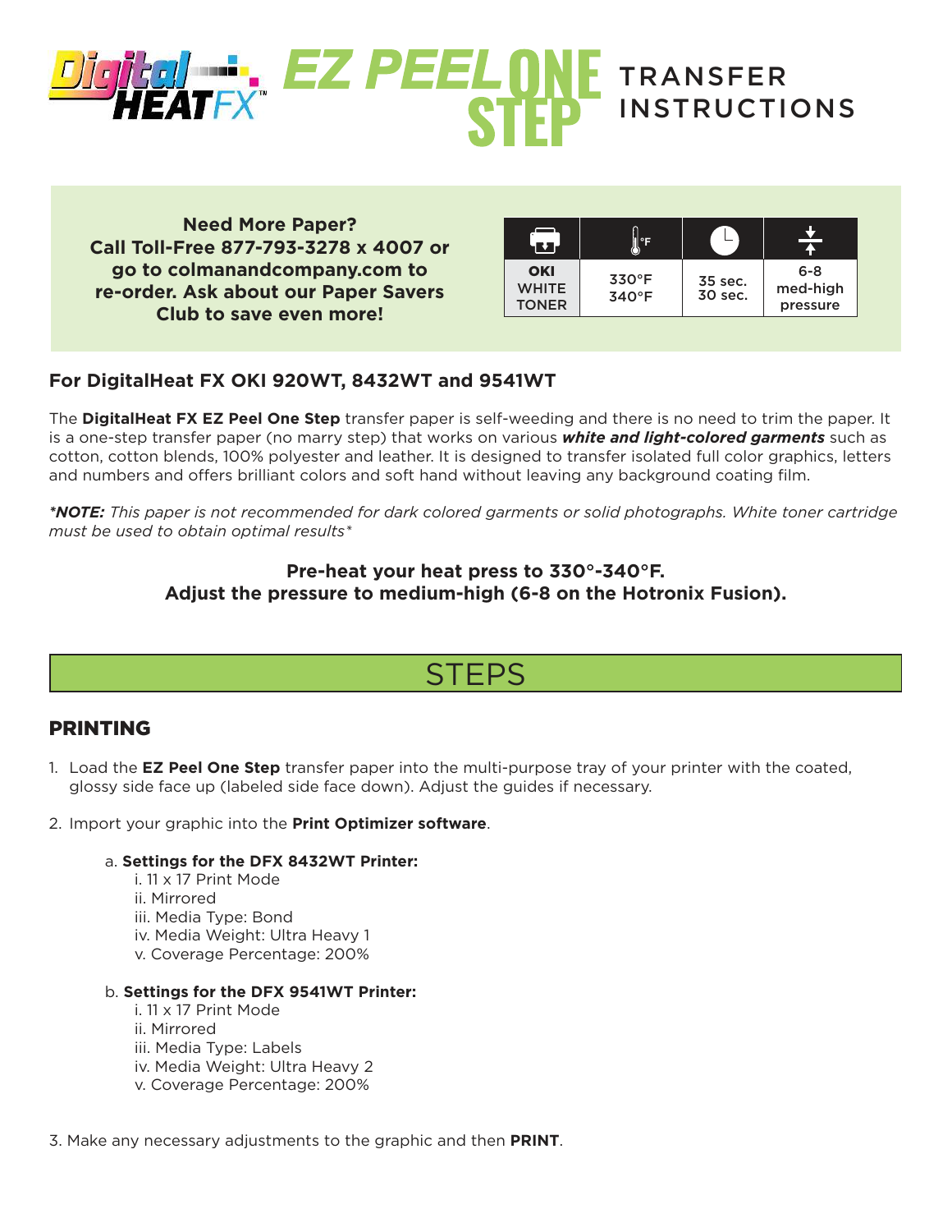# Digital HEAT FX™ EZ PEEL ONE STEP TRANSFER INSTRUCTIONS

**Need More Paper?**
**Call Toll-Free 877-793-3278 x 4007 or go to colmanandcompany.com to re-order. Ask about our Paper Savers Club to save even more!**

| Printer | °F | Time | Pressure |
|---|---|---|---|
| **OKI** WHITE TONER | 330°F 340°F | 35 sec. 30 sec. | 6-8 med-high pressure |

### For DigitalHeat FX OKI 920WT, 8432WT and 9541WT

The **DigitalHeat FX EZ Peel One Step** transfer paper is self-weeding and there is no need to trim the paper. It is a one-step transfer paper (no marry step) that works on various ***white and light-colored garments*** such as cotton, cotton blends, 100% polyester and leather. It is designed to transfer isolated full color graphics, letters and numbers and offers brilliant colors and soft hand without leaving any background coating film.

****NOTE:*** *This paper is not recommended for dark colored garments or solid photographs. White toner cartridge must be used to obtain optimal results**

**Pre-heat your heat press to 330°-340°F.**
**Adjust the pressure to medium-high (6-8 on the Hotronix Fusion).**

## STEPS

### PRINTING

1. Load the **EZ Peel One Step** transfer paper into the multi-purpose tray of your printer with the coated, glossy side face up (labeled side face down). Adjust the guides if necessary.

2. Import your graphic into the **Print Optimizer software**.

   a. **Settings for the DFX 8432WT Printer:**
      i. 11 x 17 Print Mode
      ii. Mirrored
      iii. Media Type: Bond
      iv. Media Weight: Ultra Heavy 1
      v. Coverage Percentage: 200%

   b. **Settings for the DFX 9541WT Printer:**
      i. 11 x 17 Print Mode
      ii. Mirrored
      iii. Media Type: Labels
      iv. Media Weight: Ultra Heavy 2
      v. Coverage Percentage: 200%

3. Make any necessary adjustments to the graphic and then **PRINT**.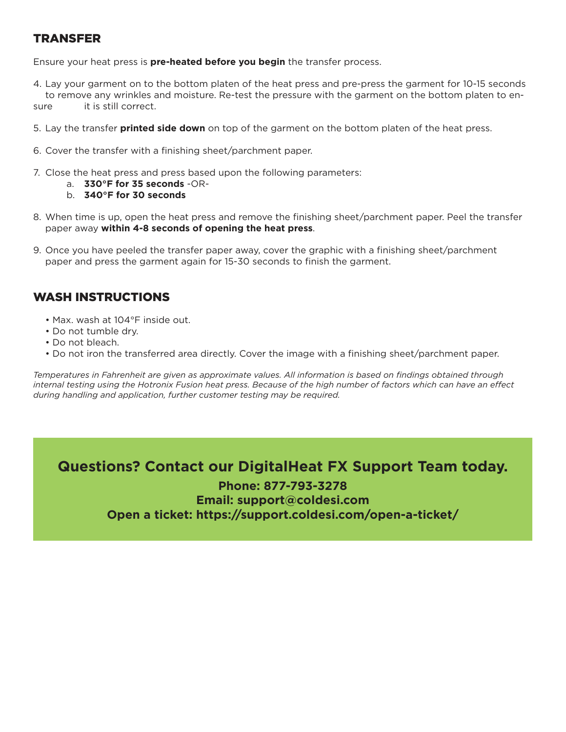## TRANSFER

Ensure your heat press is **pre-heated before you begin** the transfer process.

4. Lay your garment on to the bottom platen of the heat press and pre-press the garment for 10-15 seconds to remove any wrinkles and moisture. Re-test the pressure with the garment on the bottom platen to ensure it is still correct.

5. Lay the transfer **printed side down** on top of the garment on the bottom platen of the heat press.

6. Cover the transfer with a finishing sheet/parchment paper.

7. Close the heat press and press based upon the following parameters:
   a. **330°F for 35 seconds** -OR-
   b. **340°F for 30 seconds**

8. When time is up, open the heat press and remove the finishing sheet/parchment paper. Peel the transfer paper away **within 4-8 seconds of opening the heat press**.

9. Once you have peeled the transfer paper away, cover the graphic with a finishing sheet/parchment paper and press the garment again for 15-30 seconds to finish the garment.

## WASH INSTRUCTIONS

- Max. wash at 104°F inside out.
- Do not tumble dry.
- Do not bleach.
- Do not iron the transferred area directly. Cover the image with a finishing sheet/parchment paper.

*Temperatures in Fahrenheit are given as approximate values. All information is based on findings obtained through internal testing using the Hotronix Fusion heat press. Because of the high number of factors which can have an effect during handling and application, further customer testing may be required.*

**Questions? Contact our DigitalHeat FX Support Team today.**

**Phone: 877-793-3278**
**Email: support@coldesi.com**
**Open a ticket: https://support.coldesi.com/open-a-ticket/**